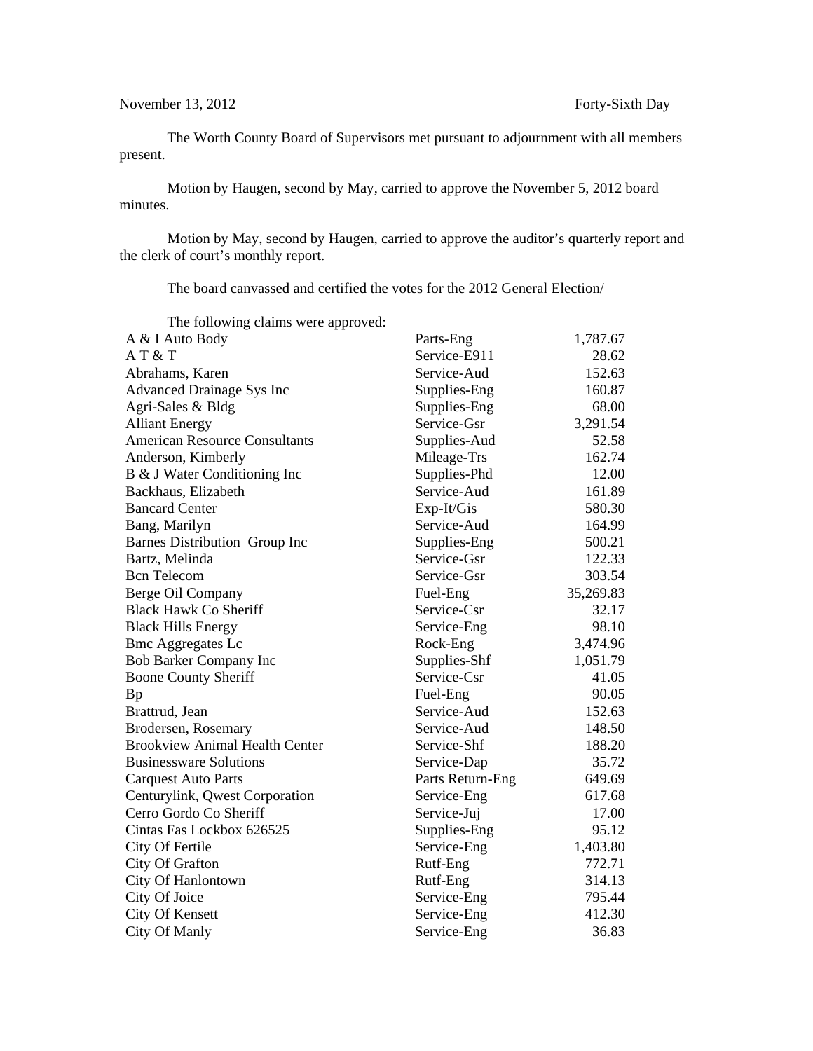November 13, 2012 Forty-Sixth Day

The Worth County Board of Supervisors met pursuant to adjournment with all members present.

Motion by Haugen, second by May, carried to approve the November 5, 2012 board minutes.

Motion by May, second by Haugen, carried to approve the auditor's quarterly report and the clerk of court's monthly report.

The board canvassed and certified the votes for the 2012 General Election/

The following claims were approved:

| | | |
|---|---|---|
| A & I Auto Body | Parts-Eng | 1,787.67 |
| A T & T | Service-E911 | 28.62 |
| Abrahams, Karen | Service-Aud | 152.63 |
| Advanced Drainage Sys Inc | Supplies-Eng | 160.87 |
| Agri-Sales & Bldg | Supplies-Eng | 68.00 |
| Alliant Energy | Service-Gsr | 3,291.54 |
| American Resource Consultants | Supplies-Aud | 52.58 |
| Anderson, Kimberly | Mileage-Trs | 162.74 |
| B & J Water Conditioning Inc | Supplies-Phd | 12.00 |
| Backhaus, Elizabeth | Service-Aud | 161.89 |
| Bancard Center | Exp-It/Gis | 580.30 |
| Bang, Marilyn | Service-Aud | 164.99 |
| Barnes Distribution Group Inc | Supplies-Eng | 500.21 |
| Bartz, Melinda | Service-Gsr | 122.33 |
| Bcn Telecom | Service-Gsr | 303.54 |
| Berge Oil Company | Fuel-Eng | 35,269.83 |
| Black Hawk Co Sheriff | Service-Csr | 32.17 |
| Black Hills Energy | Service-Eng | 98.10 |
| Bmc Aggregates Lc | Rock-Eng | 3,474.96 |
| Bob Barker Company Inc | Supplies-Shf | 1,051.79 |
| Boone County Sheriff | Service-Csr | 41.05 |
| Bp | Fuel-Eng | 90.05 |
| Brattrud, Jean | Service-Aud | 152.63 |
| Brodersen, Rosemary | Service-Aud | 148.50 |
| Brookview Animal Health Center | Service-Shf | 188.20 |
| Businessware Solutions | Service-Dap | 35.72 |
| Carquest Auto Parts | Parts Return-Eng | 649.69 |
| Centurylink, Qwest Corporation | Service-Eng | 617.68 |
| Cerro Gordo Co Sheriff | Service-Juj | 17.00 |
| Cintas Fas Lockbox 626525 | Supplies-Eng | 95.12 |
| City Of Fertile | Service-Eng | 1,403.80 |
| City Of Grafton | Rutf-Eng | 772.71 |
| City Of Hanlontown | Rutf-Eng | 314.13 |
| City Of Joice | Service-Eng | 795.44 |
| City Of Kensett | Service-Eng | 412.30 |
| City Of Manly | Service-Eng | 36.83 |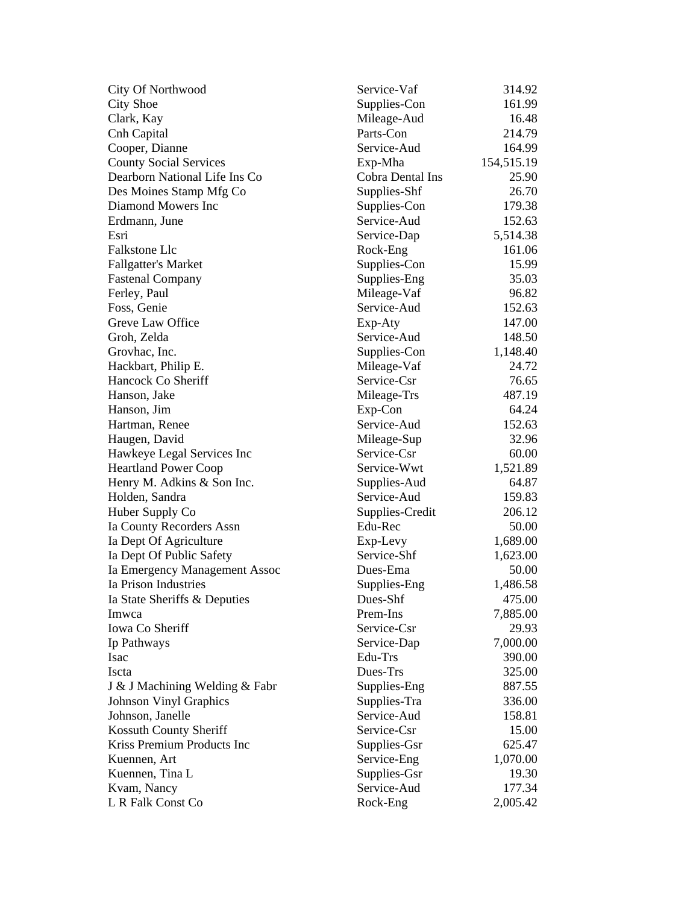| | | |
|---|---|---|
| City Of Northwood | Service-Vaf | 314.92 |
| City Shoe | Supplies-Con | 161.99 |
| Clark, Kay | Mileage-Aud | 16.48 |
| Cnh Capital | Parts-Con | 214.79 |
| Cooper, Dianne | Service-Aud | 164.99 |
| County Social Services | Exp-Mha | 154,515.19 |
| Dearborn National Life Ins Co | Cobra Dental Ins | 25.90 |
| Des Moines Stamp Mfg Co | Supplies-Shf | 26.70 |
| Diamond Mowers Inc | Supplies-Con | 179.38 |
| Erdmann, June | Service-Aud | 152.63 |
| Esri | Service-Dap | 5,514.38 |
| Falkstone Llc | Rock-Eng | 161.06 |
| Fallgatter's Market | Supplies-Con | 15.99 |
| Fastenal Company | Supplies-Eng | 35.03 |
| Ferley, Paul | Mileage-Vaf | 96.82 |
| Foss, Genie | Service-Aud | 152.63 |
| Greve Law Office | Exp-Aty | 147.00 |
| Groh, Zelda | Service-Aud | 148.50 |
| Grovhac, Inc. | Supplies-Con | 1,148.40 |
| Hackbart, Philip E. | Mileage-Vaf | 24.72 |
| Hancock Co Sheriff | Service-Csr | 76.65 |
| Hanson, Jake | Mileage-Trs | 487.19 |
| Hanson, Jim | Exp-Con | 64.24 |
| Hartman, Renee | Service-Aud | 152.63 |
| Haugen, David | Mileage-Sup | 32.96 |
| Hawkeye Legal Services Inc | Service-Csr | 60.00 |
| Heartland Power Coop | Service-Wwt | 1,521.89 |
| Henry M. Adkins & Son Inc. | Supplies-Aud | 64.87 |
| Holden, Sandra | Service-Aud | 159.83 |
| Huber Supply Co | Supplies-Credit | 206.12 |
| Ia County Recorders Assn | Edu-Rec | 50.00 |
| Ia Dept Of Agriculture | Exp-Levy | 1,689.00 |
| Ia Dept Of Public Safety | Service-Shf | 1,623.00 |
| Ia Emergency Management Assoc | Dues-Ema | 50.00 |
| Ia Prison Industries | Supplies-Eng | 1,486.58 |
| Ia State Sheriffs & Deputies | Dues-Shf | 475.00 |
| Imwca | Prem-Ins | 7,885.00 |
| Iowa Co Sheriff | Service-Csr | 29.93 |
| Ip Pathways | Service-Dap | 7,000.00 |
| Isac | Edu-Trs | 390.00 |
| Iscta | Dues-Trs | 325.00 |
| J & J Machining Welding & Fabr | Supplies-Eng | 887.55 |
| Johnson Vinyl Graphics | Supplies-Tra | 336.00 |
| Johnson, Janelle | Service-Aud | 158.81 |
| Kossuth County Sheriff | Service-Csr | 15.00 |
| Kriss Premium Products Inc | Supplies-Gsr | 625.47 |
| Kuennen, Art | Service-Eng | 1,070.00 |
| Kuennen, Tina L | Supplies-Gsr | 19.30 |
| Kvam, Nancy | Service-Aud | 177.34 |
| L R Falk Const Co | Rock-Eng | 2,005.42 |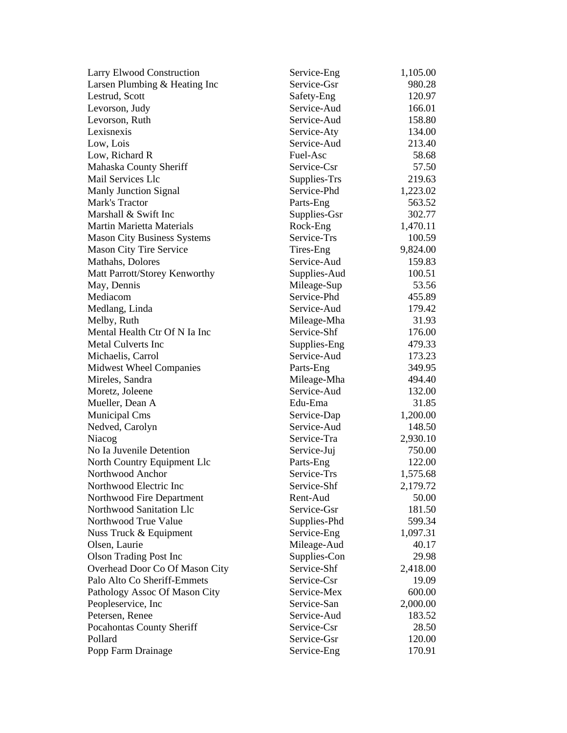| | | |
|---|---|---|
| Larry Elwood Construction | Service-Eng | 1,105.00 |
| Larsen Plumbing & Heating Inc | Service-Gsr | 980.28 |
| Lestrud, Scott | Safety-Eng | 120.97 |
| Levorson, Judy | Service-Aud | 166.01 |
| Levorson, Ruth | Service-Aud | 158.80 |
| Lexisnexis | Service-Aty | 134.00 |
| Low, Lois | Service-Aud | 213.40 |
| Low, Richard R | Fuel-Asc | 58.68 |
| Mahaska County Sheriff | Service-Csr | 57.50 |
| Mail Services Llc | Supplies-Trs | 219.63 |
| Manly Junction Signal | Service-Phd | 1,223.02 |
| Mark's Tractor | Parts-Eng | 563.52 |
| Marshall & Swift Inc | Supplies-Gsr | 302.77 |
| Martin Marietta Materials | Rock-Eng | 1,470.11 |
| Mason City Business Systems | Service-Trs | 100.59 |
| Mason City Tire Service | Tires-Eng | 9,824.00 |
| Mathahs, Dolores | Service-Aud | 159.83 |
| Matt Parrott/Storey Kenworthy | Supplies-Aud | 100.51 |
| May, Dennis | Mileage-Sup | 53.56 |
| Mediacom | Service-Phd | 455.89 |
| Medlang, Linda | Service-Aud | 179.42 |
| Melby, Ruth | Mileage-Mha | 31.93 |
| Mental Health Ctr Of N Ia Inc | Service-Shf | 176.00 |
| Metal Culverts Inc | Supplies-Eng | 479.33 |
| Michaelis, Carrol | Service-Aud | 173.23 |
| Midwest Wheel Companies | Parts-Eng | 349.95 |
| Mireles, Sandra | Mileage-Mha | 494.40 |
| Moretz, Joleene | Service-Aud | 132.00 |
| Mueller, Dean A | Edu-Ema | 31.85 |
| Municipal Cms | Service-Dap | 1,200.00 |
| Nedved, Carolyn | Service-Aud | 148.50 |
| Niacog | Service-Tra | 2,930.10 |
| No Ia Juvenile Detention | Service-Juj | 750.00 |
| North Country Equipment Llc | Parts-Eng | 122.00 |
| Northwood Anchor | Service-Trs | 1,575.68 |
| Northwood Electric Inc | Service-Shf | 2,179.72 |
| Northwood Fire Department | Rent-Aud | 50.00 |
| Northwood Sanitation Llc | Service-Gsr | 181.50 |
| Northwood True Value | Supplies-Phd | 599.34 |
| Nuss Truck & Equipment | Service-Eng | 1,097.31 |
| Olsen, Laurie | Mileage-Aud | 40.17 |
| Olson Trading Post Inc | Supplies-Con | 29.98 |
| Overhead Door Co Of Mason City | Service-Shf | 2,418.00 |
| Palo Alto Co Sheriff-Emmets | Service-Csr | 19.09 |
| Pathology Assoc Of Mason City | Service-Mex | 600.00 |
| Peopleservice, Inc | Service-San | 2,000.00 |
| Petersen, Renee | Service-Aud | 183.52 |
| Pocahontas County Sheriff | Service-Csr | 28.50 |
| Pollard | Service-Gsr | 120.00 |
| Popp Farm Drainage | Service-Eng | 170.91 |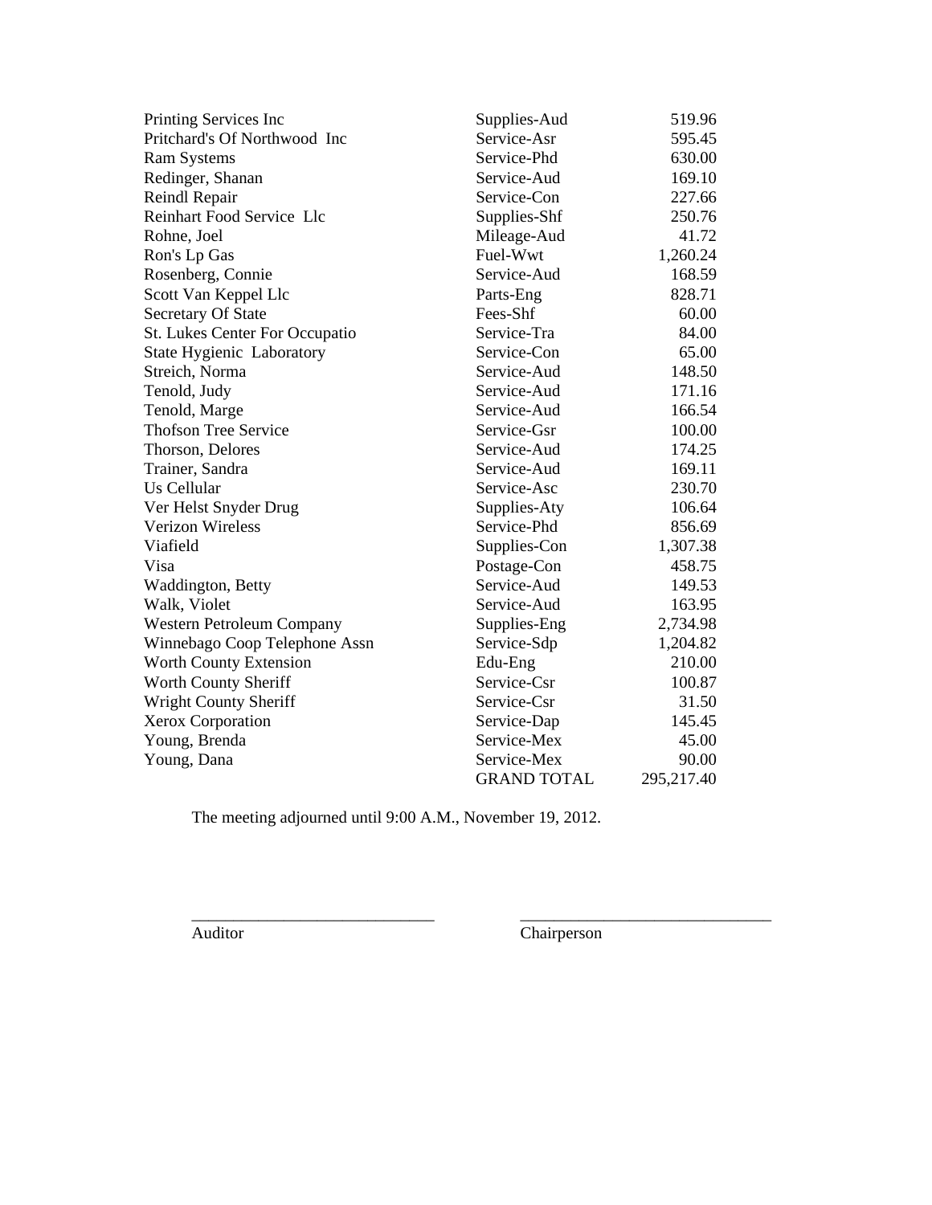| | | |
|---|---|---|
| Printing Services Inc | Supplies-Aud | 519.96 |
| Pritchard's Of Northwood Inc | Service-Asr | 595.45 |
| Ram Systems | Service-Phd | 630.00 |
| Redinger, Shanan | Service-Aud | 169.10 |
| Reindl Repair | Service-Con | 227.66 |
| Reinhart Food Service Llc | Supplies-Shf | 250.76 |
| Rohne, Joel | Mileage-Aud | 41.72 |
| Ron's Lp Gas | Fuel-Wwt | 1,260.24 |
| Rosenberg, Connie | Service-Aud | 168.59 |
| Scott Van Keppel Llc | Parts-Eng | 828.71 |
| Secretary Of State | Fees-Shf | 60.00 |
| St. Lukes Center For Occupatio | Service-Tra | 84.00 |
| State Hygienic Laboratory | Service-Con | 65.00 |
| Streich, Norma | Service-Aud | 148.50 |
| Tenold, Judy | Service-Aud | 171.16 |
| Tenold, Marge | Service-Aud | 166.54 |
| Thofson Tree Service | Service-Gsr | 100.00 |
| Thorson, Delores | Service-Aud | 174.25 |
| Trainer, Sandra | Service-Aud | 169.11 |
| Us Cellular | Service-Asc | 230.70 |
| Ver Helst Snyder Drug | Supplies-Aty | 106.64 |
| Verizon Wireless | Service-Phd | 856.69 |
| Viafield | Supplies-Con | 1,307.38 |
| Visa | Postage-Con | 458.75 |
| Waddington, Betty | Service-Aud | 149.53 |
| Walk, Violet | Service-Aud | 163.95 |
| Western Petroleum Company | Supplies-Eng | 2,734.98 |
| Winnebago Coop Telephone Assn | Service-Sdp | 1,204.82 |
| Worth County Extension | Edu-Eng | 210.00 |
| Worth County Sheriff | Service-Csr | 100.87 |
| Wright County Sheriff | Service-Csr | 31.50 |
| Xerox Corporation | Service-Dap | 145.45 |
| Young, Brenda | Service-Mex | 45.00 |
| Young, Dana | Service-Mex | 90.00 |
| | GRAND TOTAL | 295,217.40 |

The meeting adjourned until 9:00 A.M., November 19, 2012.

_____________________________ _____________________________

Auditor Chairperson